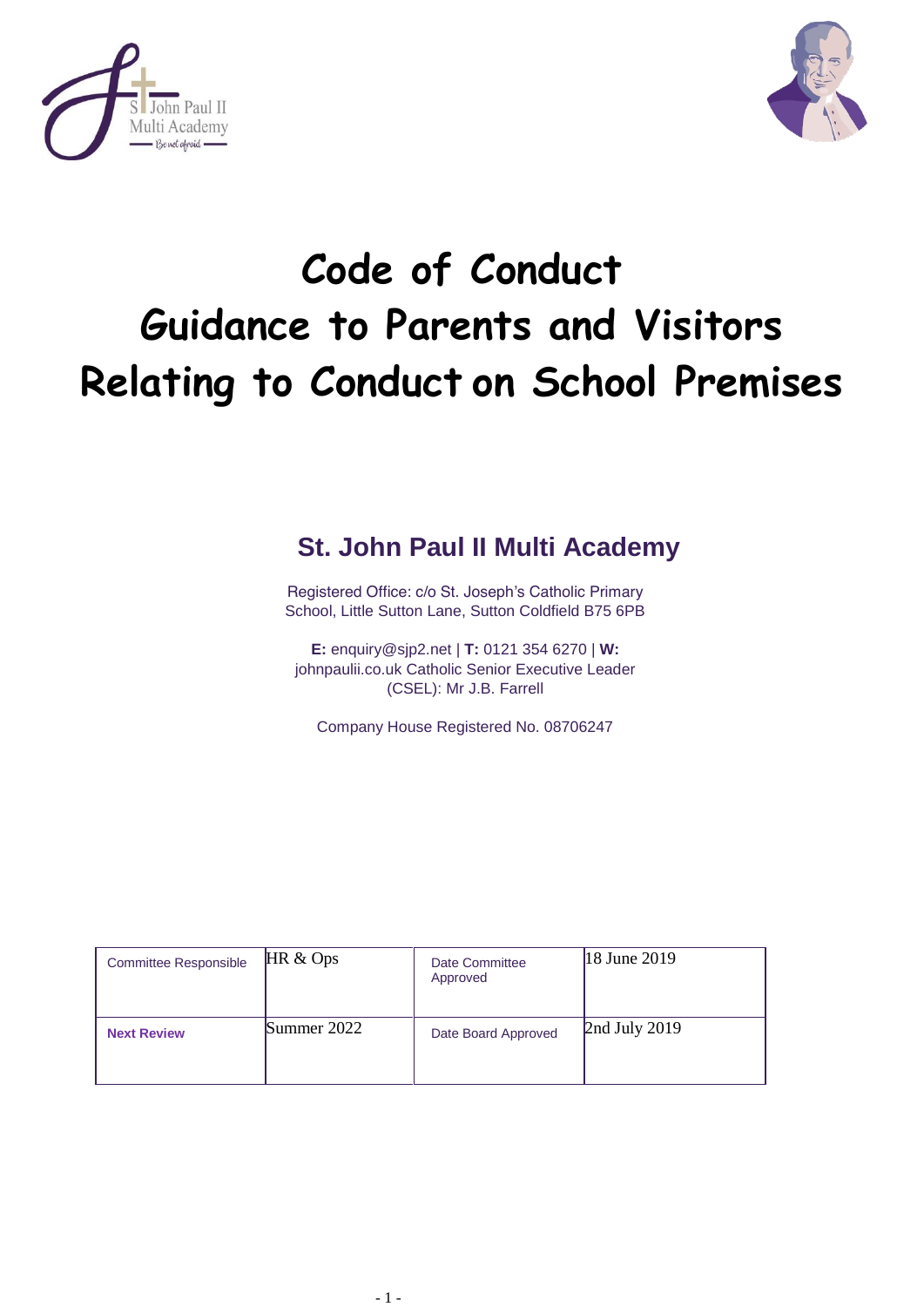# Code of Conduct
# Guidance to Parents and Visitors
# Relating to Conduct on School Premises

## St. John Paul II Multi Academy

Registered Office: c/o St. Joseph's Catholic Primary School, Little Sutton Lane, Sutton Coldfield B75 6PB

**E:** enquiry@sjp2.net | **T:** 0121 354 6270 | **W:** johnpaulii.co.uk Catholic Senior Executive Leader (CSEL): Mr J.B. Farrell

Company House Registered No. 08706247

| Committee Responsible | HR & Ops | Date Committee Approved | 18 June 2019 |
|---|---|---|---|
| **Next Review** | Summer 2022 | Date Board Approved | 2nd July 2019 |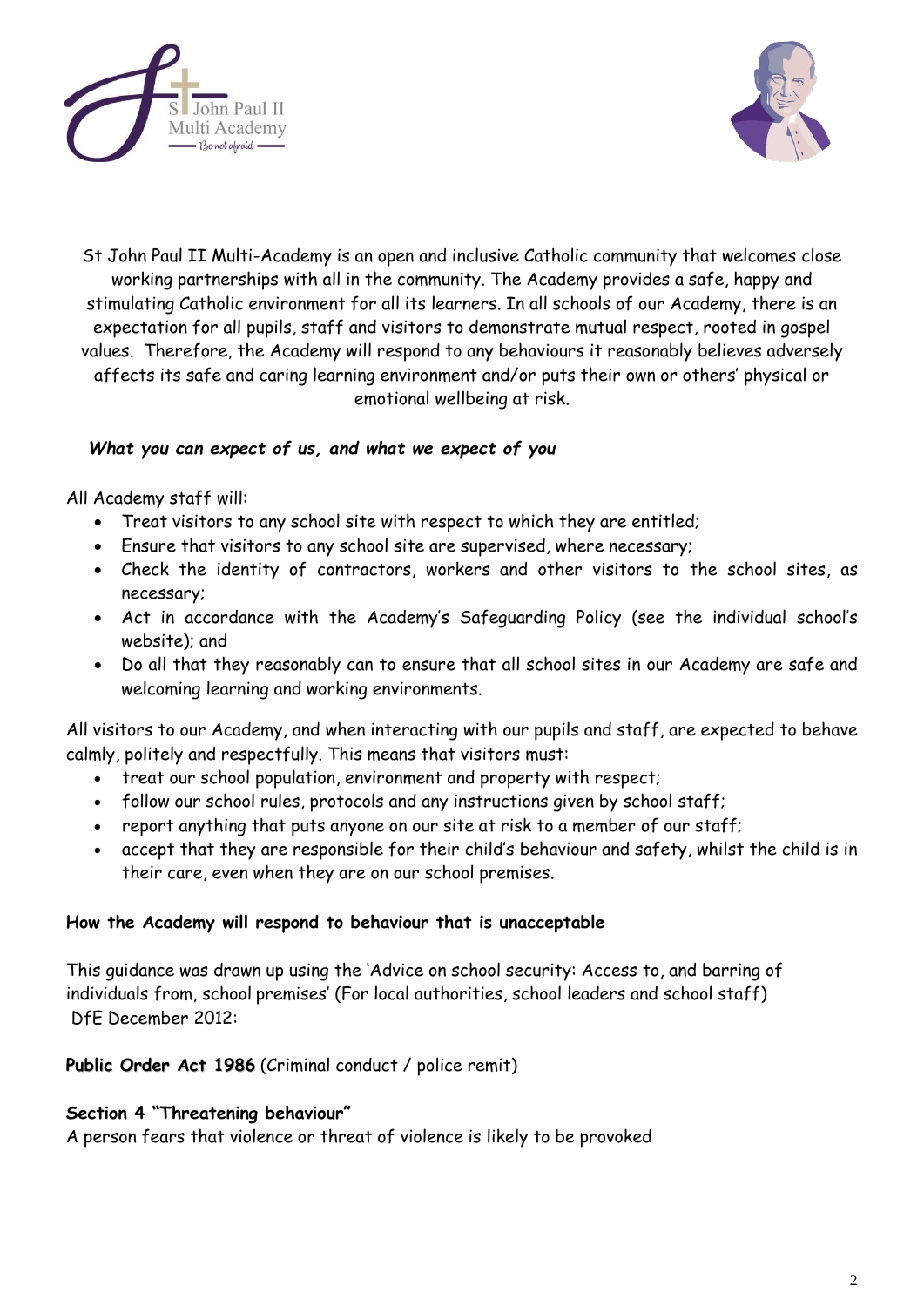St John Paul II Multi-Academy is an open and inclusive Catholic community that welcomes close working partnerships with all in the community. The Academy provides a safe, happy and stimulating Catholic environment for all its learners. In all schools of our Academy, there is an expectation for all pupils, staff and visitors to demonstrate mutual respect, rooted in gospel values. Therefore, the Academy will respond to any behaviours it reasonably believes adversely affects its safe and caring learning environment and/or puts their own or others' physical or emotional wellbeing at risk.

***What you can expect of us, and what we expect of you***

All Academy staff will:

- Treat visitors to any school site with respect to which they are entitled;
- Ensure that visitors to any school site are supervised, where necessary;
- Check the identity of contractors, workers and other visitors to the school sites, as necessary;
- Act in accordance with the Academy's Safeguarding Policy (see the individual school's website); and
- Do all that they reasonably can to ensure that all school sites in our Academy are safe and welcoming learning and working environments.

All visitors to our Academy, and when interacting with our pupils and staff, are expected to behave calmly, politely and respectfully. This means that visitors must:

- treat our school population, environment and property with respect;
- follow our school rules, protocols and any instructions given by school staff;
- report anything that puts anyone on our site at risk to a member of our staff;
- accept that they are responsible for their child's behaviour and safety, whilst the child is in their care, even when they are on our school premises.

**How the Academy will respond to behaviour that is unacceptable**

This guidance was drawn up using the 'Advice on school security: Access to, and barring of individuals from, school premises' (For local authorities, school leaders and school staff) DfE December 2012:

**Public Order Act 1986** (Criminal conduct / police remit)

**Section 4 "Threatening behaviour"**
A person fears that violence or threat of violence is likely to be provoked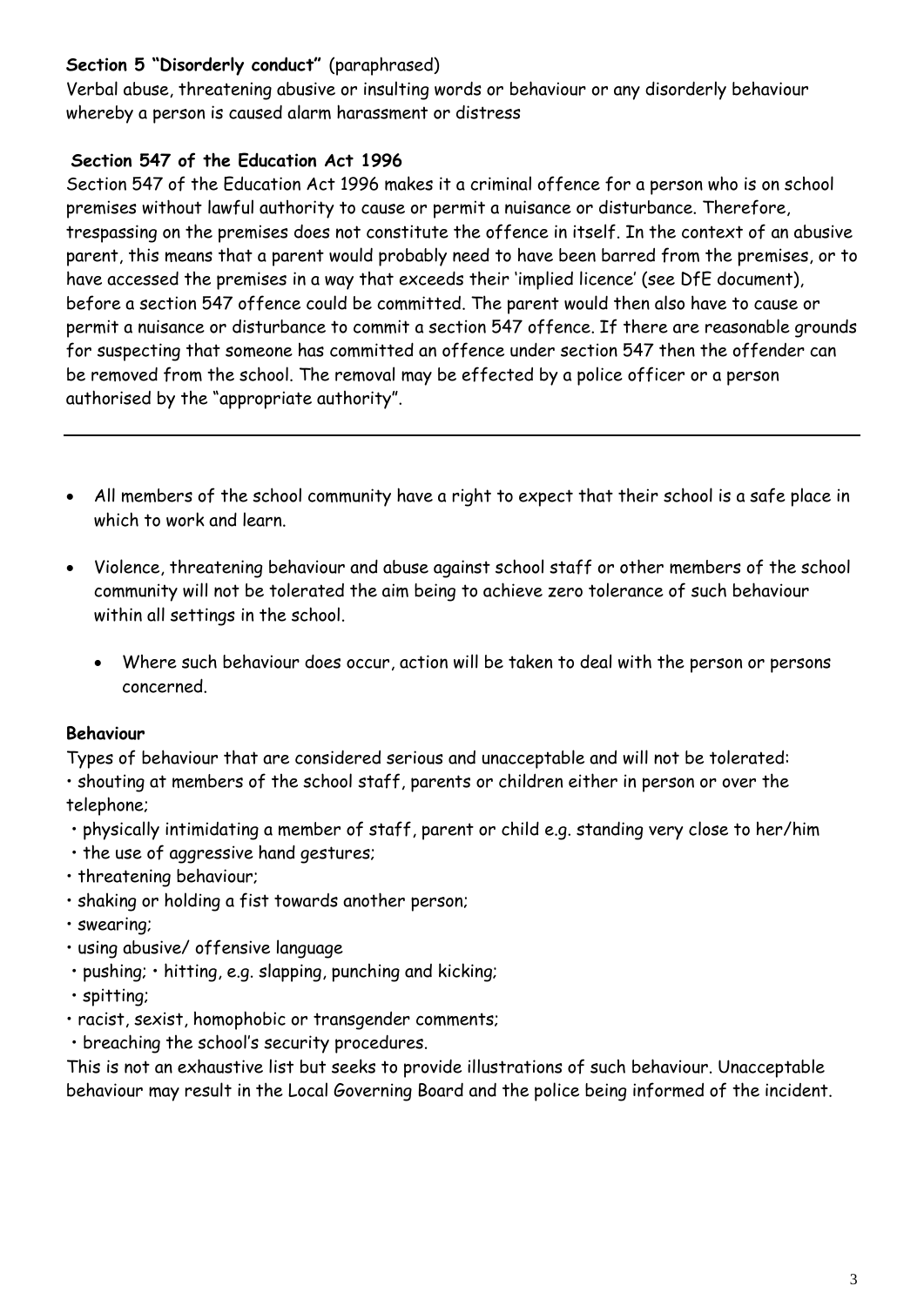**Section 5 "Disorderly conduct"** (paraphrased)

Verbal abuse, threatening abusive or insulting words or behaviour or any disorderly behaviour whereby a person is caused alarm harassment or distress

**Section 547 of the Education Act 1996**

Section 547 of the Education Act 1996 makes it a criminal offence for a person who is on school premises without lawful authority to cause or permit a nuisance or disturbance. Therefore, trespassing on the premises does not constitute the offence in itself. In the context of an abusive parent, this means that a parent would probably need to have been barred from the premises, or to have accessed the premises in a way that exceeds their 'implied licence' (see DfE document), before a section 547 offence could be committed. The parent would then also have to cause or permit a nuisance or disturbance to commit a section 547 offence. If there are reasonable grounds for suspecting that someone has committed an offence under section 547 then the offender can be removed from the school. The removal may be effected by a police officer or a person authorised by the "appropriate authority".

---

- All members of the school community have a right to expect that their school is a safe place in which to work and learn.
- Violence, threatening behaviour and abuse against school staff or other members of the school community will not be tolerated the aim being to achieve zero tolerance of such behaviour within all settings in the school.
  - Where such behaviour does occur, action will be taken to deal with the person or persons concerned.

**Behaviour**

Types of behaviour that are considered serious and unacceptable and will not be tolerated:

- shouting at members of the school staff, parents or children either in person or over the telephone;
- physically intimidating a member of staff, parent or child e.g. standing very close to her/him
- the use of aggressive hand gestures;
- threatening behaviour;
- shaking or holding a fist towards another person;
- swearing;
- using abusive/ offensive language
- pushing; • hitting, e.g. slapping, punching and kicking;
- spitting;
- racist, sexist, homophobic or transgender comments;
- breaching the school's security procedures.

This is not an exhaustive list but seeks to provide illustrations of such behaviour. Unacceptable behaviour may result in the Local Governing Board and the police being informed of the incident.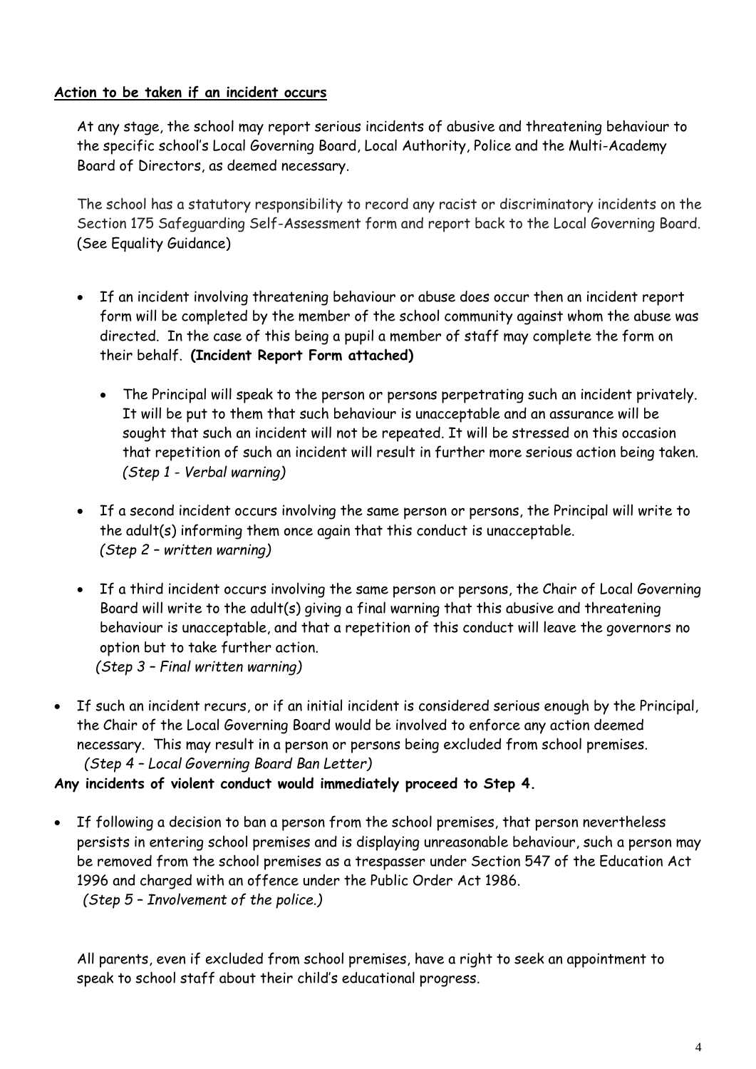**Action to be taken if an incident occurs**

At any stage, the school may report serious incidents of abusive and threatening behaviour to the specific school's Local Governing Board, Local Authority, Police and the Multi-Academy Board of Directors, as deemed necessary.

The school has a statutory responsibility to record any racist or discriminatory incidents on the Section 175 Safeguarding Self-Assessment form and report back to the Local Governing Board. (See Equality Guidance)

- If an incident involving threatening behaviour or abuse does occur then an incident report form will be completed by the member of the school community against whom the abuse was directed. In the case of this being a pupil a member of staff may complete the form on their behalf. **(Incident Report Form attached)**
  - The Principal will speak to the person or persons perpetrating such an incident privately. It will be put to them that such behaviour is unacceptable and an assurance will be sought that such an incident will not be repeated. It will be stressed on this occasion that repetition of such an incident will result in further more serious action being taken. *(Step 1 - Verbal warning)*
- If a second incident occurs involving the same person or persons, the Principal will write to the adult(s) informing them once again that this conduct is unacceptable. *(Step 2 – written warning)*
- If a third incident occurs involving the same person or persons, the Chair of Local Governing Board will write to the adult(s) giving a final warning that this abusive and threatening behaviour is unacceptable, and that a repetition of this conduct will leave the governors no option but to take further action. *(Step 3 – Final written warning)*
- If such an incident recurs, or if an initial incident is considered serious enough by the Principal, the Chair of the Local Governing Board would be involved to enforce any action deemed necessary. This may result in a person or persons being excluded from school premises. *(Step 4 – Local Governing Board Ban Letter)*

**Any incidents of violent conduct would immediately proceed to Step 4.**

- If following a decision to ban a person from the school premises, that person nevertheless persists in entering school premises and is displaying unreasonable behaviour, such a person may be removed from the school premises as a trespasser under Section 547 of the Education Act 1996 and charged with an offence under the Public Order Act 1986. *(Step 5 – Involvement of the police.)*

All parents, even if excluded from school premises, have a right to seek an appointment to speak to school staff about their child's educational progress.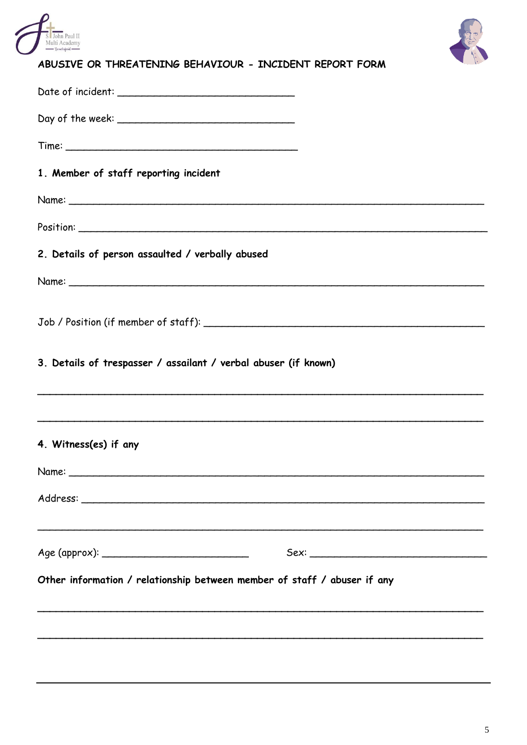## ABUSIVE OR THREATENING BEHAVIOUR - INCIDENT REPORT FORM

Date of incident: ______________________________

Day of the week: ______________________________

Time: ________________________________________

**1. Member of staff reporting incident**

Name: ________________________________________________________________________

Position: ______________________________________________________________________

**2. Details of person assaulted / verbally abused**

Name: ________________________________________________________________________

Job / Position (if member of staff): _______________________________________________

**3. Details of trespasser / assailant / verbal abuser (if known)**

_____________________________________________________________________________

_____________________________________________________________________________

**4. Witness(es) if any**

Name: ________________________________________________________________________

Address: ______________________________________________________________________

_____________________________________________________________________________

Age (approx): _________________________ Sex: ______________________________

**Other information / relationship between member of staff / abuser if any**

_____________________________________________________________________________

_____________________________________________________________________________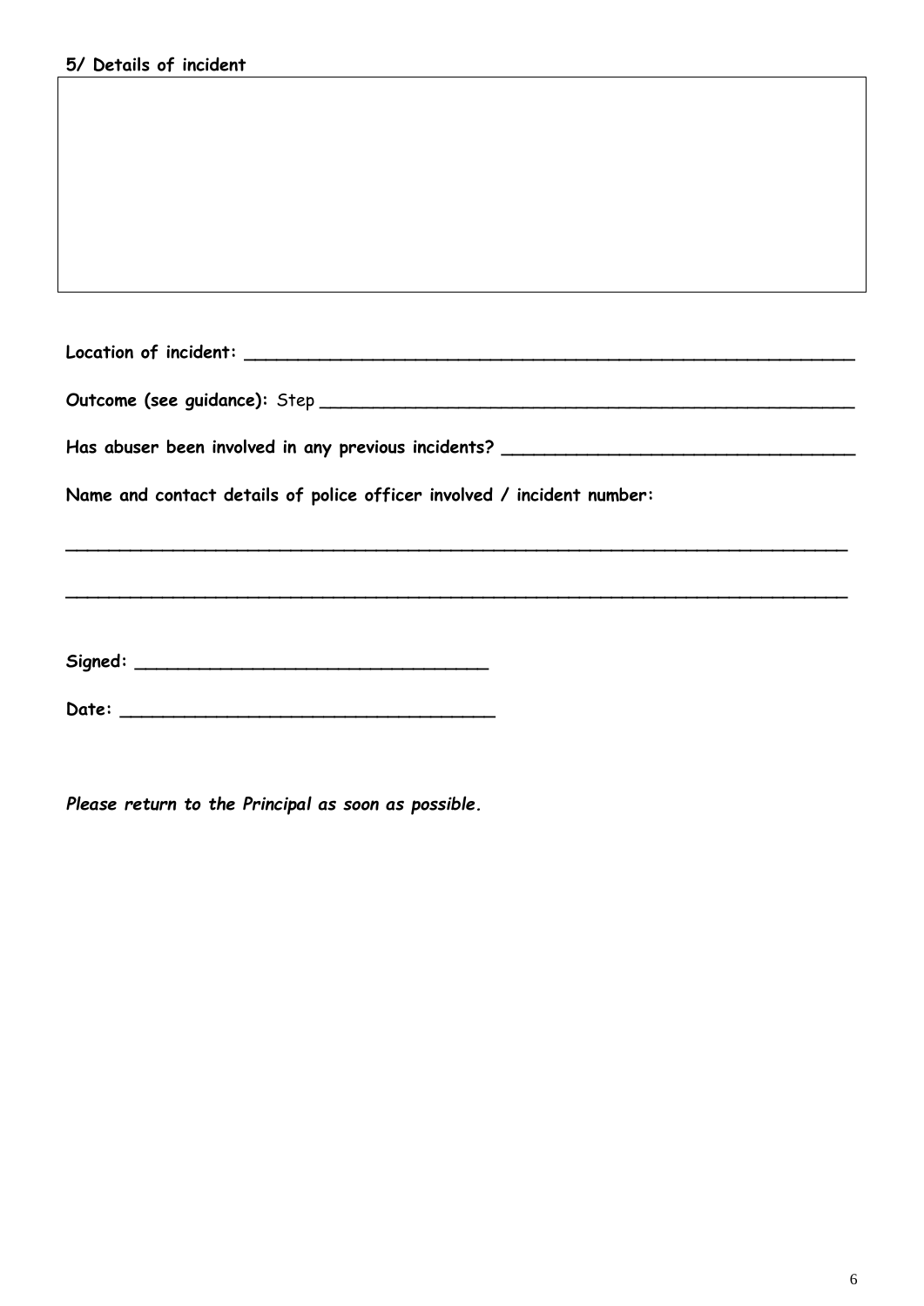**5/ Details of incident**

| |
|---|
| |

**Location of incident:** ______________________________________________________

**Outcome (see guidance):** Step ______________________________________________

**Has abuser been involved in any previous incidents?** ___________________________

**Name and contact details of police officer involved / incident number:**

_________________________________________________________________________

_________________________________________________________________________

**Signed:** ______________________________

**Date:** ________________________________

***Please return to the Principal as soon as possible.***